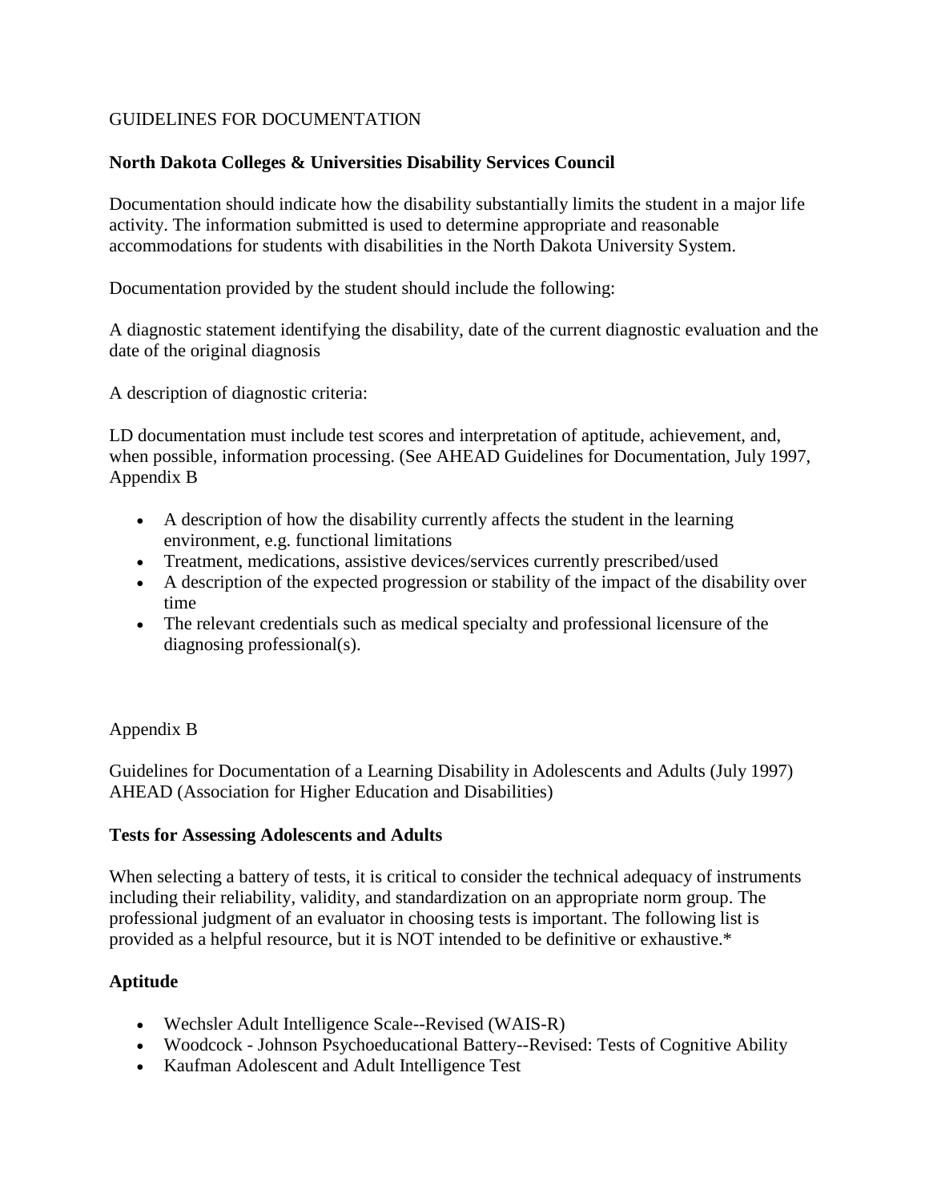GUIDELINES FOR DOCUMENTATION

**North Dakota Colleges & Universities Disability Services Council**

Documentation should indicate how the disability substantially limits the student in a major life activity. The information submitted is used to determine appropriate and reasonable accommodations for students with disabilities in the North Dakota University System.

Documentation provided by the student should include the following:

A diagnostic statement identifying the disability, date of the current diagnostic evaluation and the date of the original diagnosis

A description of diagnostic criteria:

LD documentation must include test scores and interpretation of aptitude, achievement, and, when possible, information processing. (See AHEAD Guidelines for Documentation, July 1997, Appendix B

- A description of how the disability currently affects the student in the learning environment, e.g. functional limitations
- Treatment, medications, assistive devices/services currently prescribed/used
- A description of the expected progression or stability of the impact of the disability over time
- The relevant credentials such as medical specialty and professional licensure of the diagnosing professional(s).

Appendix B

Guidelines for Documentation of a Learning Disability in Adolescents and Adults (July 1997) AHEAD (Association for Higher Education and Disabilities)

**Tests for Assessing Adolescents and Adults**

When selecting a battery of tests, it is critical to consider the technical adequacy of instruments including their reliability, validity, and standardization on an appropriate norm group. The professional judgment of an evaluator in choosing tests is important. The following list is provided as a helpful resource, but it is NOT intended to be definitive or exhaustive.*

**Aptitude**

- Wechsler Adult Intelligence Scale--Revised (WAIS-R)
- Woodcock - Johnson Psychoeducational Battery--Revised: Tests of Cognitive Ability
- Kaufman Adolescent and Adult Intelligence Test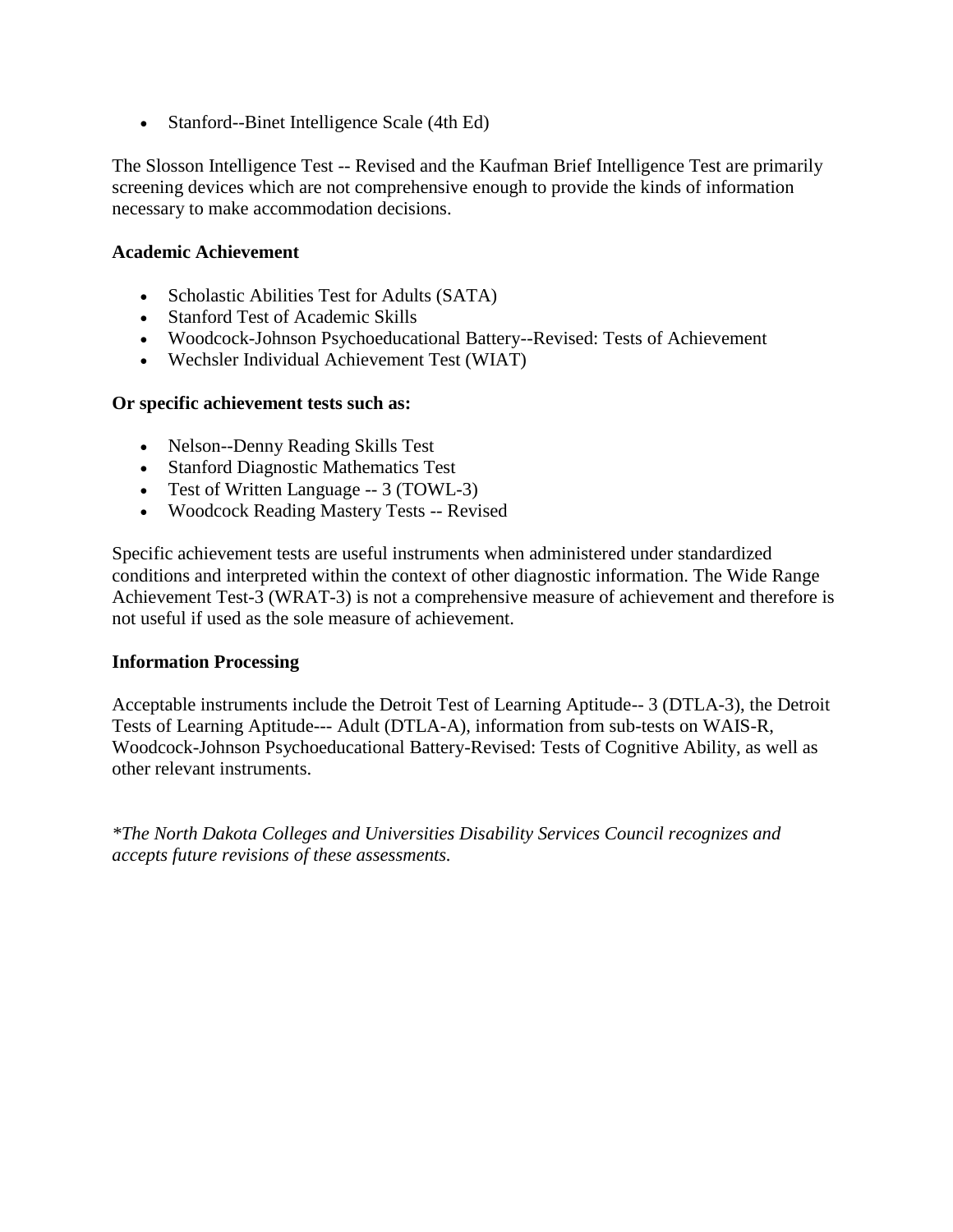- Stanford--Binet Intelligence Scale (4th Ed)

The Slosson Intelligence Test -- Revised and the Kaufman Brief Intelligence Test are primarily screening devices which are not comprehensive enough to provide the kinds of information necessary to make accommodation decisions.

**Academic Achievement**

- Scholastic Abilities Test for Adults (SATA)
- Stanford Test of Academic Skills
- Woodcock-Johnson Psychoeducational Battery--Revised: Tests of Achievement
- Wechsler Individual Achievement Test (WIAT)

**Or specific achievement tests such as:**

- Nelson--Denny Reading Skills Test
- Stanford Diagnostic Mathematics Test
- Test of Written Language -- 3 (TOWL-3)
- Woodcock Reading Mastery Tests -- Revised

Specific achievement tests are useful instruments when administered under standardized conditions and interpreted within the context of other diagnostic information. The Wide Range Achievement Test-3 (WRAT-3) is not a comprehensive measure of achievement and therefore is not useful if used as the sole measure of achievement.

**Information Processing**

Acceptable instruments include the Detroit Test of Learning Aptitude-- 3 (DTLA-3), the Detroit Tests of Learning Aptitude--- Adult (DTLA-A), information from sub-tests on WAIS-R, Woodcock-Johnson Psychoeducational Battery-Revised: Tests of Cognitive Ability, as well as other relevant instruments.

*\*The North Dakota Colleges and Universities Disability Services Council recognizes and accepts future revisions of these assessments.*